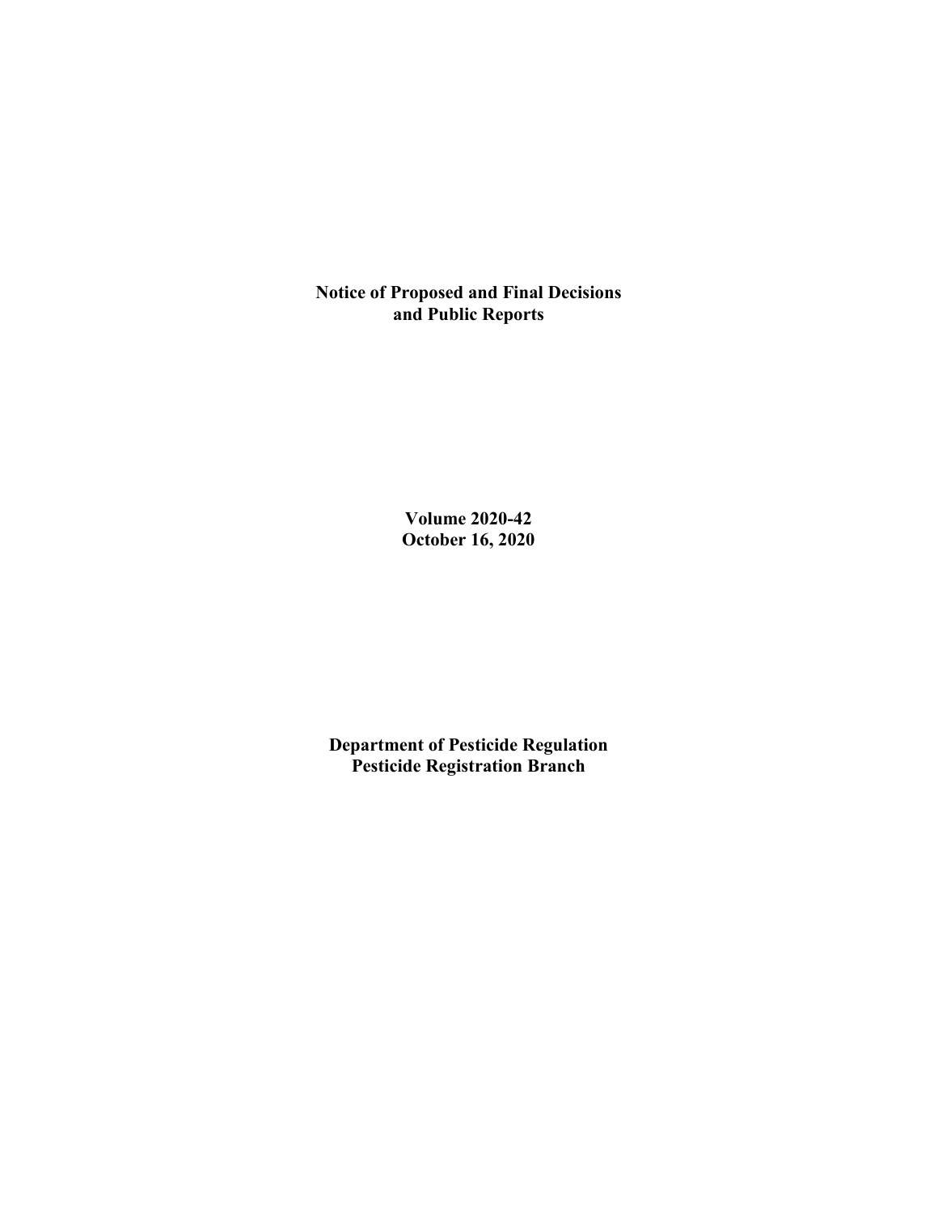# Notice of Proposed and Final Decisions and Public Reports

**Volume 2020-42**
**October 16, 2020**

**Department of Pesticide Regulation**
**Pesticide Registration Branch**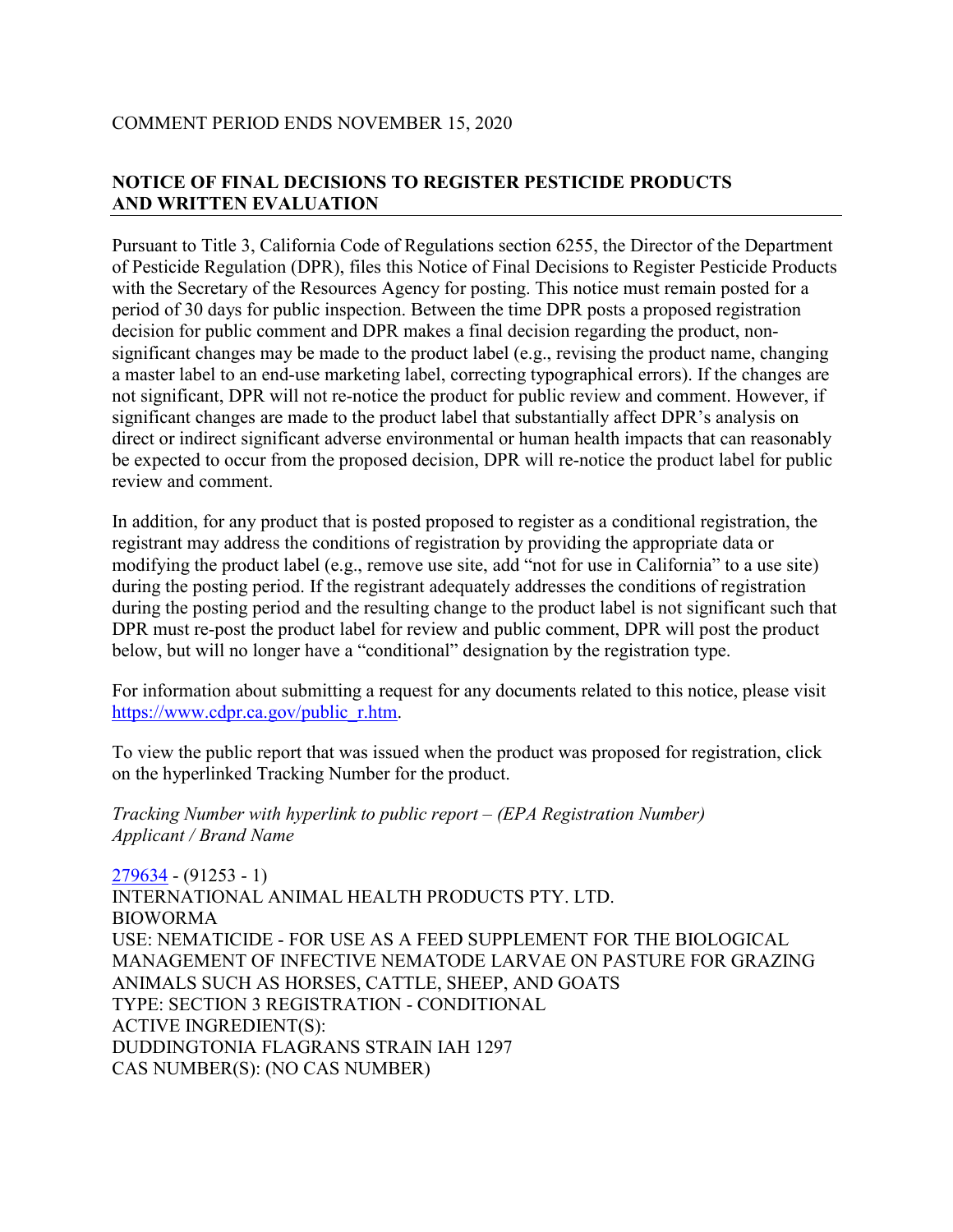COMMENT PERIOD ENDS NOVEMBER 15, 2020

## NOTICE OF FINAL DECISIONS TO REGISTER PESTICIDE PRODUCTS AND WRITTEN EVALUATION

Pursuant to Title 3, California Code of Regulations section 6255, the Director of the Department of Pesticide Regulation (DPR), files this Notice of Final Decisions to Register Pesticide Products with the Secretary of the Resources Agency for posting. This notice must remain posted for a period of 30 days for public inspection. Between the time DPR posts a proposed registration decision for public comment and DPR makes a final decision regarding the product, non-significant changes may be made to the product label (e.g., revising the product name, changing a master label to an end-use marketing label, correcting typographical errors). If the changes are not significant, DPR will not re-notice the product for public review and comment. However, if significant changes are made to the product label that substantially affect DPR's analysis on direct or indirect significant adverse environmental or human health impacts that can reasonably be expected to occur from the proposed decision, DPR will re-notice the product label for public review and comment.

In addition, for any product that is posted proposed to register as a conditional registration, the registrant may address the conditions of registration by providing the appropriate data or modifying the product label (e.g., remove use site, add "not for use in California" to a use site) during the posting period. If the registrant adequately addresses the conditions of registration during the posting period and the resulting change to the product label is not significant such that DPR must re-post the product label for review and public comment, DPR will post the product below, but will no longer have a "conditional" designation by the registration type.

For information about submitting a request for any documents related to this notice, please visit https://www.cdpr.ca.gov/public_r.htm.

To view the public report that was issued when the product was proposed for registration, click on the hyperlinked Tracking Number for the product.

*Tracking Number with hyperlink to public report – (EPA Registration Number)*
*Applicant / Brand Name*

279634 - (91253 - 1)
INTERNATIONAL ANIMAL HEALTH PRODUCTS PTY. LTD.
BIOWORMA
USE: NEMATICIDE - FOR USE AS A FEED SUPPLEMENT FOR THE BIOLOGICAL MANAGEMENT OF INFECTIVE NEMATODE LARVAE ON PASTURE FOR GRAZING ANIMALS SUCH AS HORSES, CATTLE, SHEEP, AND GOATS
TYPE: SECTION 3 REGISTRATION - CONDITIONAL
ACTIVE INGREDIENT(S):
DUDDINGTONIA FLAGRANS STRAIN IAH 1297
CAS NUMBER(S): (NO CAS NUMBER)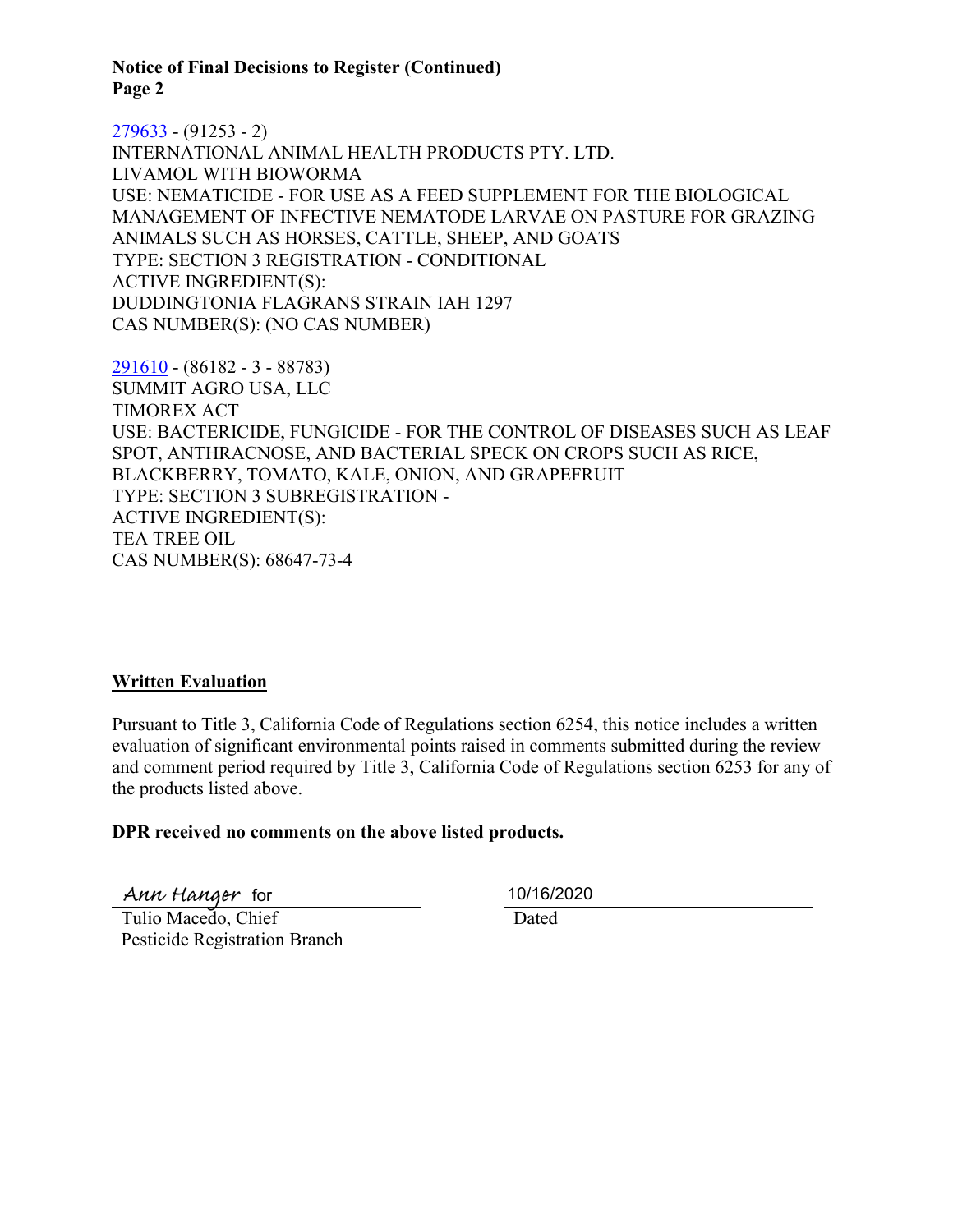**Notice of Final Decisions to Register (Continued)**
**Page 2**

[279633](279633) - (91253 - 2)
INTERNATIONAL ANIMAL HEALTH PRODUCTS PTY. LTD.
LIVAMOL WITH BIOWORMA
USE: NEMATICIDE - FOR USE AS A FEED SUPPLEMENT FOR THE BIOLOGICAL MANAGEMENT OF INFECTIVE NEMATODE LARVAE ON PASTURE FOR GRAZING ANIMALS SUCH AS HORSES, CATTLE, SHEEP, AND GOATS
TYPE: SECTION 3 REGISTRATION - CONDITIONAL
ACTIVE INGREDIENT(S):
DUDDINGTONIA FLAGRANS STRAIN IAH 1297
CAS NUMBER(S): (NO CAS NUMBER)

[291610](291610) - (86182 - 3 - 88783)
SUMMIT AGRO USA, LLC
TIMOREX ACT
USE: BACTERICIDE, FUNGICIDE - FOR THE CONTROL OF DISEASES SUCH AS LEAF SPOT, ANTHRACNOSE, AND BACTERIAL SPECK ON CROPS SUCH AS RICE, BLACKBERRY, TOMATO, KALE, ONION, AND GRAPEFRUIT
TYPE: SECTION 3 SUBREGISTRATION -
ACTIVE INGREDIENT(S):
TEA TREE OIL
CAS NUMBER(S): 68647-73-4

**Written Evaluation**

Pursuant to Title 3, California Code of Regulations section 6254, this notice includes a written evaluation of significant environmental points raised in comments submitted during the review and comment period required by Title 3, California Code of Regulations section 6253 for any of the products listed above.

**DPR received no comments on the above listed products.**

Ann Hanger for
Tulio Macedo, Chief
Pesticide Registration Branch

10/16/2020
Dated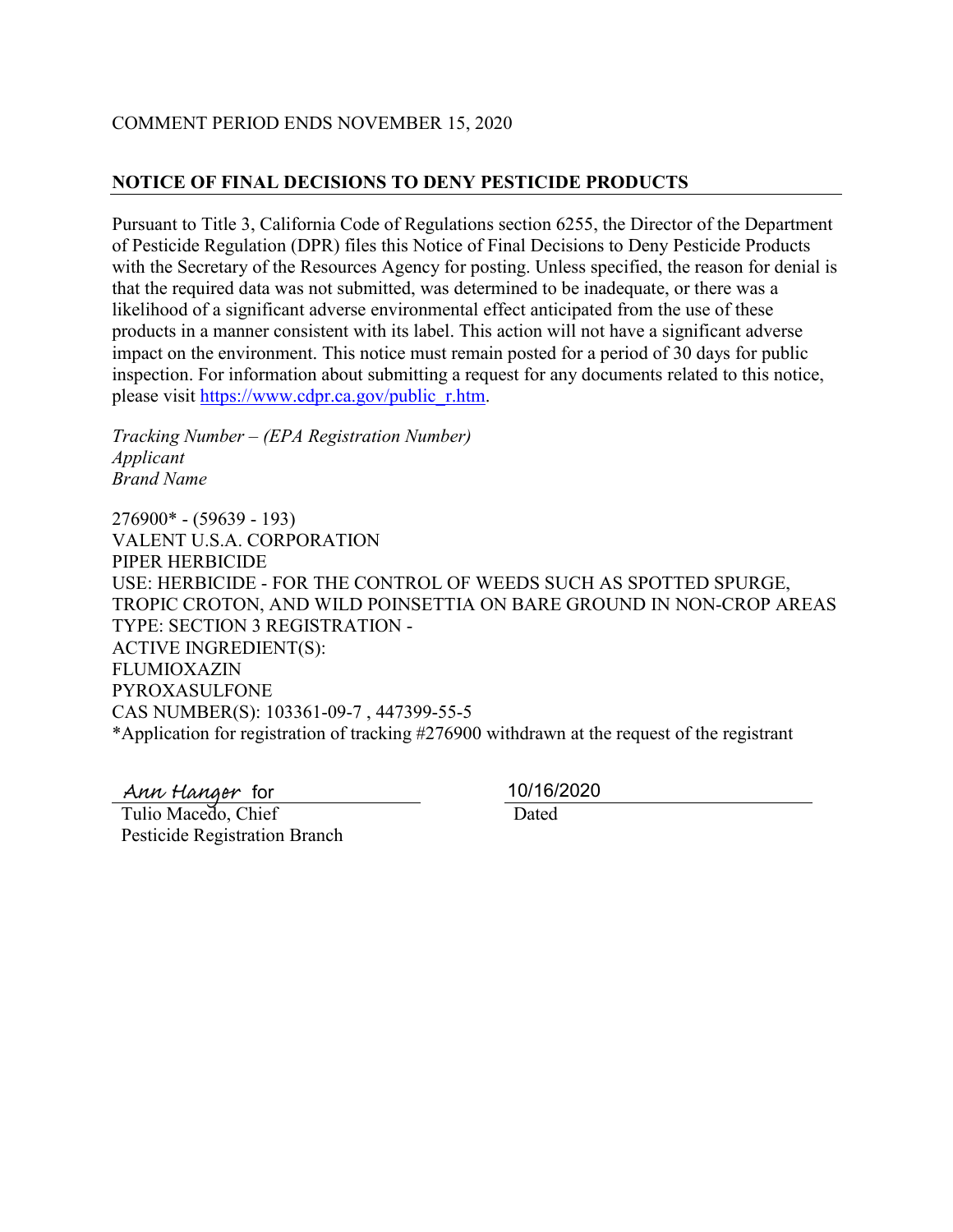COMMENT PERIOD ENDS NOVEMBER 15, 2020

## NOTICE OF FINAL DECISIONS TO DENY PESTICIDE PRODUCTS

Pursuant to Title 3, California Code of Regulations section 6255, the Director of the Department of Pesticide Regulation (DPR) files this Notice of Final Decisions to Deny Pesticide Products with the Secretary of the Resources Agency for posting. Unless specified, the reason for denial is that the required data was not submitted, was determined to be inadequate, or there was a likelihood of a significant adverse environmental effect anticipated from the use of these products in a manner consistent with its label. This action will not have a significant adverse impact on the environment. This notice must remain posted for a period of 30 days for public inspection. For information about submitting a request for any documents related to this notice, please visit https://www.cdpr.ca.gov/public_r.htm.

*Tracking Number – (EPA Registration Number)*
*Applicant*
*Brand Name*

276900* - (59639 - 193)
VALENT U.S.A. CORPORATION
PIPER HERBICIDE
USE: HERBICIDE - FOR THE CONTROL OF WEEDS SUCH AS SPOTTED SPURGE, TROPIC CROTON, AND WILD POINSETTIA ON BARE GROUND IN NON-CROP AREAS
TYPE: SECTION 3 REGISTRATION -
ACTIVE INGREDIENT(S):
FLUMIOXAZIN
PYROXASULFONE
CAS NUMBER(S): 103361-09-7 , 447399-55-5
*Application for registration of tracking #276900 withdrawn at the request of the registrant

Ann Hanger for
Tulio Macedo, Chief
Pesticide Registration Branch

10/16/2020
Dated